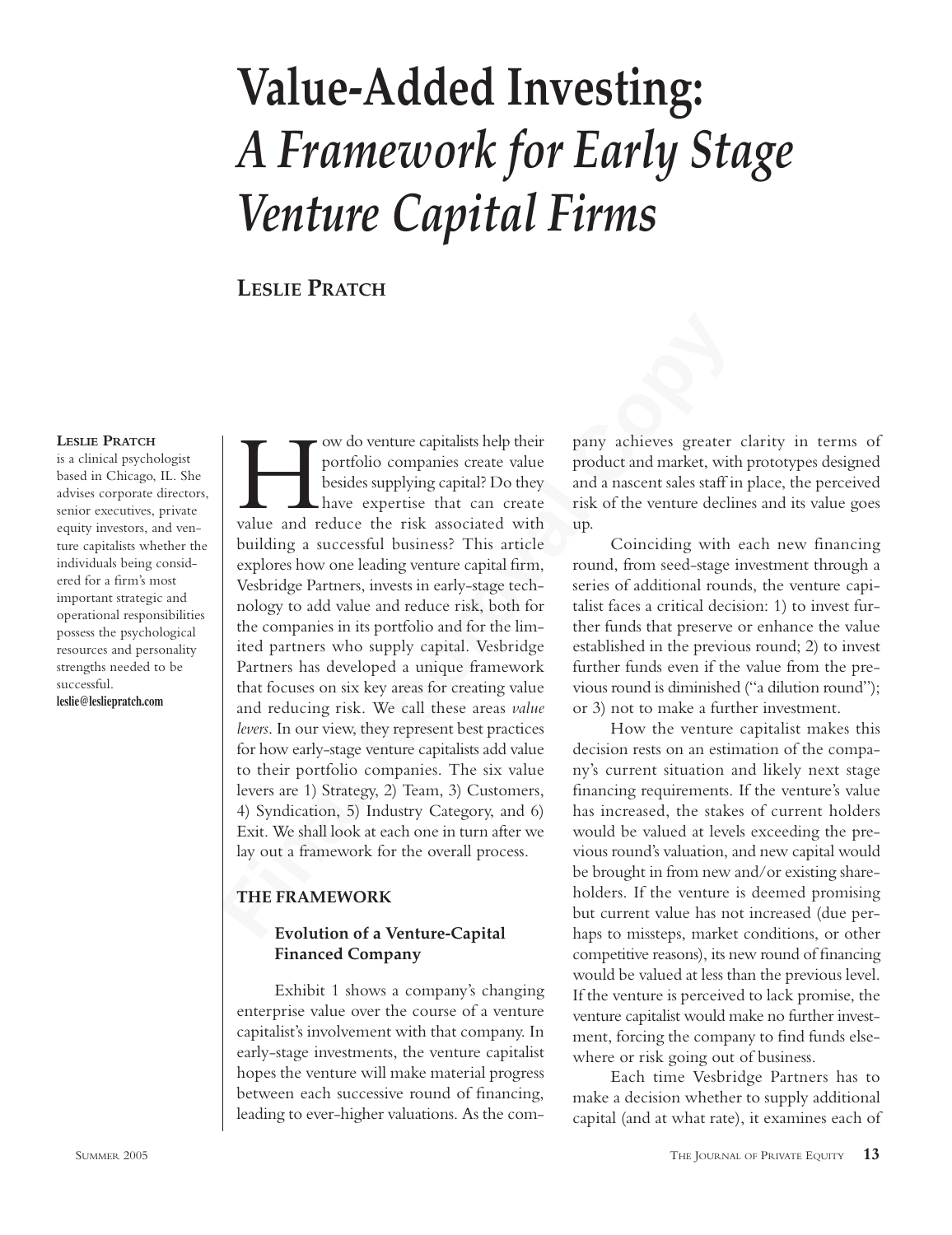# Value-Added Investing: *A Framework for Early Stage Venture Capital Firms*

**LESLIE PRATCH**

**LESLIE PRATCH** is a clinical psychologist based in Chicago, IL. She advises corporate directors, senior executives, private equity investors, and venture capitalists whether the individuals being considered for a firm's most important strategic and operational responsibilities possess the psychological resources and personality strengths needed to be successful.
**leslie@lesliepratch.com**

How do venture capitalists help their portfolio companies create value besides supplying capital? Do they have expertise that can create value and reduce the risk associated with building a successful business? This article explores how one leading venture capital firm, Vesbridge Partners, invests in early-stage technology to add value and reduce risk, both for the companies in its portfolio and for the limited partners who supply capital. Vesbridge Partners has developed a unique framework that focuses on six key areas for creating value and reducing risk. We call these areas *value levers*. In our view, they represent best practices for how early-stage venture capitalists add value to their portfolio companies. The six value levers are 1) Strategy, 2) Team, 3) Customers, 4) Syndication, 5) Industry Category, and 6) Exit. We shall look at each one in turn after we lay out a framework for the overall process.

## THE FRAMEWORK

### Evolution of a Venture-Capital Financed Company

Exhibit 1 shows a company's changing enterprise value over the course of a venture capitalist's involvement with that company. In early-stage investments, the venture capitalist hopes the venture will make material progress between each successive round of financing, leading to ever-higher valuations. As the company achieves greater clarity in terms of product and market, with prototypes designed and a nascent sales staff in place, the perceived risk of the venture declines and its value goes up.

Coinciding with each new financing round, from seed-stage investment through a series of additional rounds, the venture capitalist faces a critical decision: 1) to invest further funds that preserve or enhance the value established in the previous round; 2) to invest further funds even if the value from the previous round is diminished ("a dilution round"); or 3) not to make a further investment.

How the venture capitalist makes this decision rests on an estimation of the company's current situation and likely next stage financing requirements. If the venture's value has increased, the stakes of current holders would be valued at levels exceeding the previous round's valuation, and new capital would be brought in from new and/or existing shareholders. If the venture is deemed promising but current value has not increased (due perhaps to missteps, market conditions, or other competitive reasons), its new round of financing would be valued at less than the previous level. If the venture is perceived to lack promise, the venture capitalist would make no further investment, forcing the company to find funds elsewhere or risk going out of business.

Each time Vesbridge Partners has to make a decision whether to supply additional capital (and at what rate), it examines each of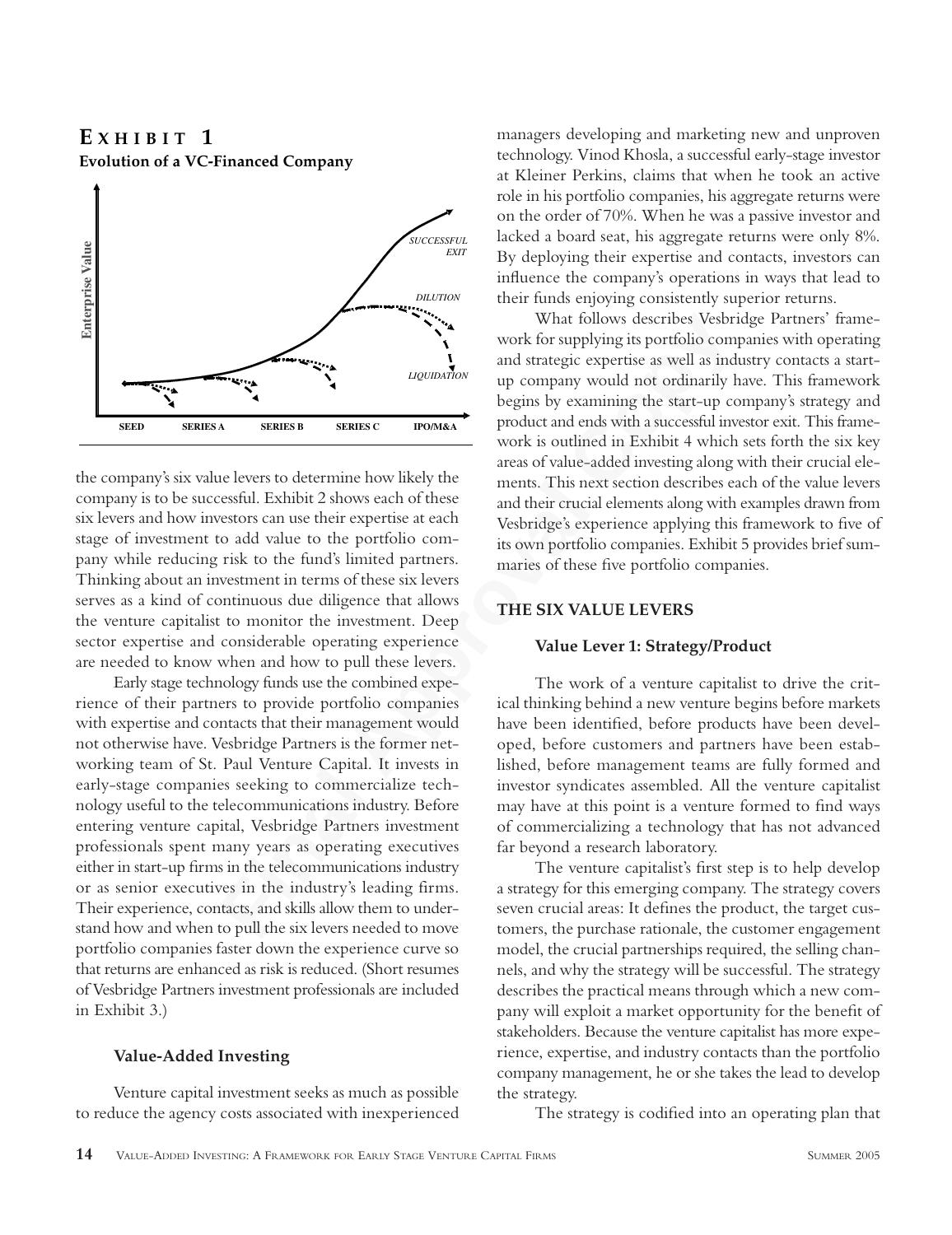## Exhibit 1

**Evolution of a VC-Financed Company**

the company's six value levers to determine how likely the company is to be successful. Exhibit 2 shows each of these six levers and how investors can use their expertise at each stage of investment to add value to the portfolio company while reducing risk to the fund's limited partners. Thinking about an investment in terms of these six levers serves as a kind of continuous due diligence that allows the venture capitalist to monitor the investment. Deep sector expertise and considerable operating experience are needed to know when and how to pull these levers.

Early stage technology funds use the combined experience of their partners to provide portfolio companies with expertise and contacts that their management would not otherwise have. Vesbridge Partners is the former networking team of St. Paul Venture Capital. It invests in early-stage companies seeking to commercialize technology useful to the telecommunications industry. Before entering venture capital, Vesbridge Partners investment professionals spent many years as operating executives either in start-up firms in the telecommunications industry or as senior executives in the industry's leading firms. Their experience, contacts, and skills allow them to understand how and when to pull the six levers needed to move portfolio companies faster down the experience curve so that returns are enhanced as risk is reduced. (Short resumes of Vesbridge Partners investment professionals are included in Exhibit 3.)

### Value-Added Investing

Venture capital investment seeks as much as possible to reduce the agency costs associated with inexperienced managers developing and marketing new and unproven technology. Vinod Khosla, a successful early-stage investor at Kleiner Perkins, claims that when he took an active role in his portfolio companies, his aggregate returns were on the order of 70%. When he was a passive investor and lacked a board seat, his aggregate returns were only 8%. By deploying their expertise and contacts, investors can influence the company's operations in ways that lead to their funds enjoying consistently superior returns.

What follows describes Vesbridge Partners' framework for supplying its portfolio companies with operating and strategic expertise as well as industry contacts a start-up company would not ordinarily have. This framework begins by examining the start-up company's strategy and product and ends with a successful investor exit. This framework is outlined in Exhibit 4 which sets forth the six key areas of value-added investing along with their crucial elements. This next section describes each of the value levers and their crucial elements along with examples drawn from Vesbridge's experience applying this framework to five of its own portfolio companies. Exhibit 5 provides brief summaries of these five portfolio companies.

## THE SIX VALUE LEVERS

### Value Lever 1: Strategy/Product

The work of a venture capitalist to drive the critical thinking behind a new venture begins before markets have been identified, before products have been developed, before customers and partners have been established, before management teams are fully formed and investor syndicates assembled. All the venture capitalist may have at this point is a venture formed to find ways of commercializing a technology that has not advanced far beyond a research laboratory.

The venture capitalist's first step is to help develop a strategy for this emerging company. The strategy covers seven crucial areas: It defines the product, the target customers, the purchase rationale, the customer engagement model, the crucial partnerships required, the selling channels, and why the strategy will be successful. The strategy describes the practical means through which a new company will exploit a market opportunity for the benefit of stakeholders. Because the venture capitalist has more experience, expertise, and industry contacts than the portfolio company management, he or she takes the lead to develop the strategy.

The strategy is codified into an operating plan that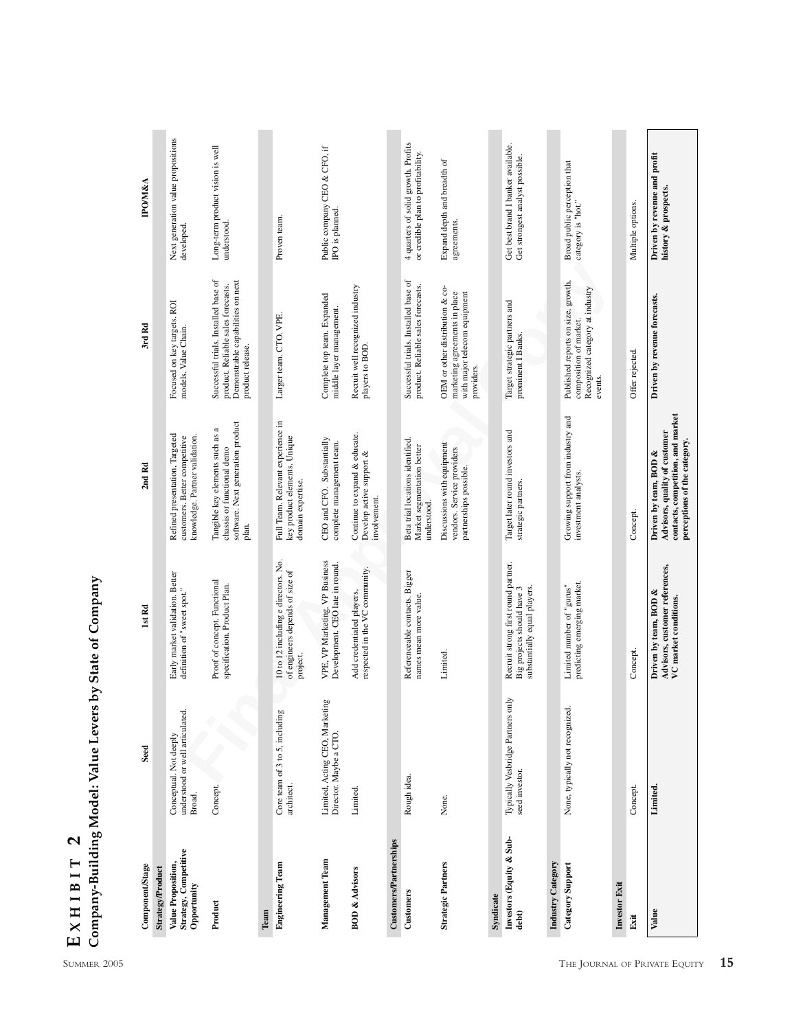# EXHIBIT 2

## Company-Building Model: Value Levers by State of Company

| Component/Stage | Seed | 1st Rd | 2nd Rd | 3rd Rd | IPO/M&A |
|---|---|---|---|---|---|
| **Strategy/Product** | | | | | |
| **Value Proposition, Strategy, Competitive Opportunity** | Conceptual. Not deeply understood or well articulated. Broad. | Early market validation. Better definition of "sweet spot." | Refined presentation. Targeted customers. Better competitive knowledge. Partner validation. | Focused on key targets. ROI models. Value Chain. | Next generation value propositions developed. |
| **Product** | Concept. | Proof of concept. Functional specification. Product Plan. | Tangible key elements such as a chassis or functional demo software. Next generation product plan. | Successful trials. Installed base of product. Reliable sales forecasts. Demonstrable capabilities on next product release. | Long-term product vision is well understood. |
| **Team** | | | | | |
| **Engineering Team** | Core team of 3 to 5, including architect. | 10 to 12 including e directors. No. of engineers depends of size of project. | Full Team. Relevant experience in key product elements. Unique domain expertise. | Larger team. CTO. VPE. | Proven team. |
| **Management Team** | Limited. Acting CEO, Marketing Director. Maybe a CTO. | VPE, VP Marketing, VP Business Development. CEO late in round. | CEO and CFO. Substantially complete management team. | Complete top team. Expanded middle layer management. | Public company CEO & CFO, if IPO is planned. |
| **BOD & Advisors** | Limited. | Add credentialed players, respected in the VC community. | Continue to expand & educate. Develop active support & involvement. | Recruit well recognized industry players to BOD. | |
| **Customers/Partnerships** | | | | | |
| **Customers** | Rough idea. | Referenceable contacts. Bigger names mean more value. | Beta trial locations identified. Market segmentation better understood. | Successful trials. Installed base of product. Reliable sales forecasts. | 4 quarters of solid growth. Profits or credible plan to profitability. |
| **Strategic Partners** | None. | Limited. | Discussions with equipment vendors. Service providers partnerships possible. | OEM or other distribution & co-marketing agreements in place with major telecom equipment providers. | Expand depth and breadth of agreements. |
| **Syndicate** | | | | | |
| **Investors (Equity & Sub-debt)** | Typically Vesbridge Partners only seed investor. | Recruit strong first round partner. Big projects should have 3 substantially equal players. | Target later round investors and strategic partners. | Target strategic partners and prominent I Banks. | Get best brand I banker available. Get strongest analyst possible. |
| **Industry Category** | | | | | |
| **Category Support** | None, typically not recognized. | Limited number of "gurus" predicting emerging market. | Growing support from industry and investment analysts. | Published reports on size, growth, composition of market. Recognized category at industry events. | Broad public perception that category is "hot." |
| **Investor Exit** | | | | | |
| **Exit** | Concept. | Concept. | Concept. | Offer rejected. | Multiple options. |
| **Value** | **Limited.** | **Driven by team, BOD & Advisors, customer references, VC market conditions.** | **Driven by team, BOD & Advisors, quality of customer contacts, competition, and market perceptions of the category.** | **Driven by revenue forecasts.** | **Driven by revenue and profit history & prospects.** |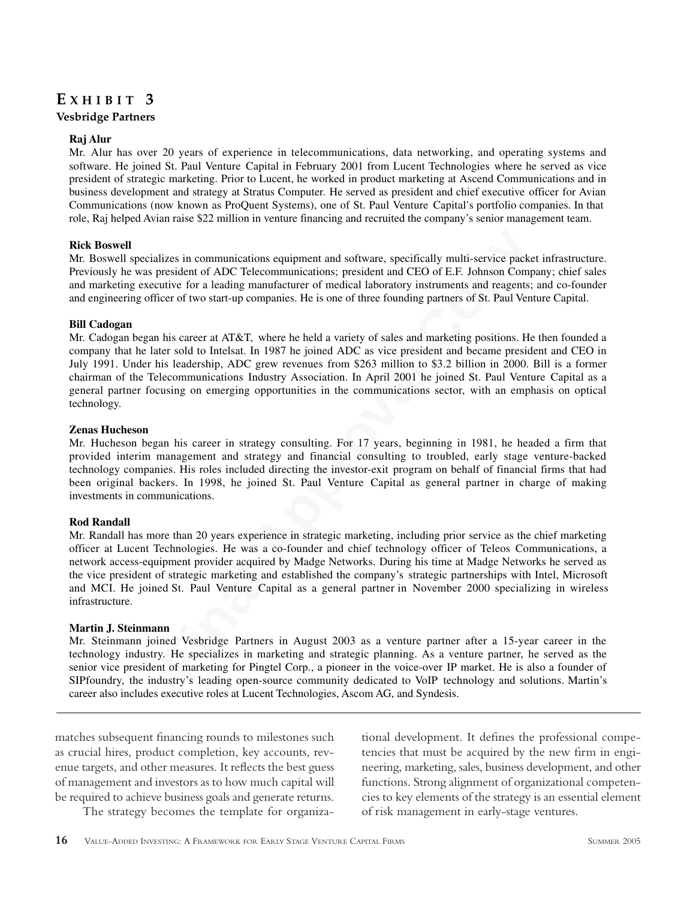## EXHIBIT 3

**Vesbridge Partners**

**Raj Alur**

Mr. Alur has over 20 years of experience in telecommunications, data networking, and operating systems and software. He joined St. Paul Venture Capital in February 2001 from Lucent Technologies where he served as vice president of strategic marketing. Prior to Lucent, he worked in product marketing at Ascend Communications and in business development and strategy at Stratus Computer. He served as president and chief executive officer for Avian Communications (now known as ProQuent Systems), one of St. Paul Venture Capital's portfolio companies. In that role, Raj helped Avian raise $22 million in venture financing and recruited the company's senior management team.

**Rick Boswell**

Mr. Boswell specializes in communications equipment and software, specifically multi-service packet infrastructure. Previously he was president of ADC Telecommunications; president and CEO of E.F. Johnson Company; chief sales and marketing executive for a leading manufacturer of medical laboratory instruments and reagents; and co-founder and engineering officer of two start-up companies. He is one of three founding partners of St. Paul Venture Capital.

**Bill Cadogan**

Mr. Cadogan began his career at AT&T, where he held a variety of sales and marketing positions. He then founded a company that he later sold to Intelsat. In 1987 he joined ADC as vice president and became president and CEO in July 1991. Under his leadership, ADC grew revenues from $263 million to $3.2 billion in 2000. Bill is a former chairman of the Telecommunications Industry Association. In April 2001 he joined St. Paul Venture Capital as a general partner focusing on emerging opportunities in the communications sector, with an emphasis on optical technology.

**Zenas Hucheson**

Mr. Hucheson began his career in strategy consulting. For 17 years, beginning in 1981, he headed a firm that provided interim management and strategy and financial consulting to troubled, early stage venture-backed technology companies. His roles included directing the investor-exit program on behalf of financial firms that had been original backers. In 1998, he joined St. Paul Venture Capital as general partner in charge of making investments in communications.

**Rod Randall**

Mr. Randall has more than 20 years experience in strategic marketing, including prior service as the chief marketing officer at Lucent Technologies. He was a co-founder and chief technology officer of Teleos Communications, a network access-equipment provider acquired by Madge Networks. During his time at Madge Networks he served as the vice president of strategic marketing and established the company's strategic partnerships with Intel, Microsoft and MCI. He joined St. Paul Venture Capital as a general partner in November 2000 specializing in wireless infrastructure.

**Martin J. Steinmann**

Mr. Steinmann joined Vesbridge Partners in August 2003 as a venture partner after a 15-year career in the technology industry. He specializes in marketing and strategic planning. As a venture partner, he served as the senior vice president of marketing for Pingtel Corp., a pioneer in the voice-over IP market. He is also a founder of SIPfoundry, the industry's leading open-source community dedicated to VoIP technology and solutions. Martin's career also includes executive roles at Lucent Technologies, Ascom AG, and Syndesis.

---

matches subsequent financing rounds to milestones such as crucial hires, product completion, key accounts, revenue targets, and other measures. It reflects the best guess of management and investors as to how much capital will be required to achieve business goals and generate returns.

The strategy becomes the template for organizational development. It defines the professional competencies that must be acquired by the new firm in engineering, marketing, sales, business development, and other functions. Strong alignment of organizational competencies to key elements of the strategy is an essential element of risk management in early-stage ventures.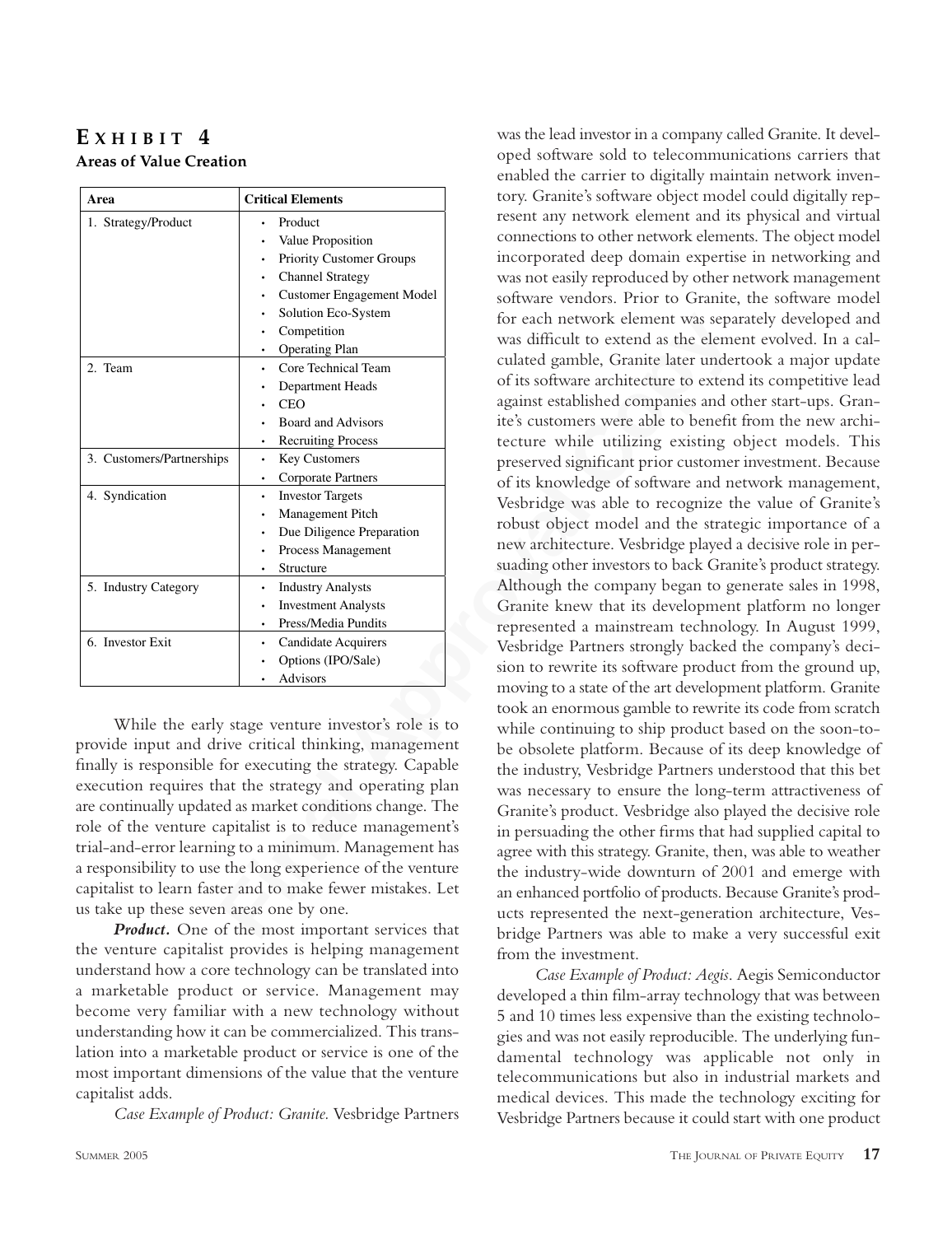## EXHIBIT 4

**Areas of Value Creation**

| Area | Critical Elements |
|---|---|
| 1. Strategy/Product | • Product<br>• Value Proposition<br>• Priority Customer Groups<br>• Channel Strategy<br>• Customer Engagement Model<br>• Solution Eco-System<br>• Competition<br>• Operating Plan |
| 2. Team | • Core Technical Team<br>• Department Heads<br>• CEO<br>• Board and Advisors<br>• Recruiting Process |
| 3. Customers/Partnerships | • Key Customers<br>• Corporate Partners |
| 4. Syndication | • Investor Targets<br>• Management Pitch<br>• Due Diligence Preparation<br>• Process Management<br>• Structure |
| 5. Industry Category | • Industry Analysts<br>• Investment Analysts<br>• Press/Media Pundits |
| 6. Investor Exit | • Candidate Acquirers<br>• Options (IPO/Sale)<br>• Advisors |

While the early stage venture investor's role is to provide input and drive critical thinking, management finally is responsible for executing the strategy. Capable execution requires that the strategy and operating plan are continually updated as market conditions change. The role of the venture capitalist is to reduce management's trial-and-error learning to a minimum. Management has a responsibility to use the long experience of the venture capitalist to learn faster and to make fewer mistakes. Let us take up these seven areas one by one.

***Product.*** One of the most important services that the venture capitalist provides is helping management understand how a core technology can be translated into a marketable product or service. Management may become very familiar with a new technology without understanding how it can be commercialized. This translation into a marketable product or service is one of the most important dimensions of the value that the venture capitalist adds.

*Case Example of Product: Granite.* Vesbridge Partners was the lead investor in a company called Granite. It developed software sold to telecommunications carriers that enabled the carrier to digitally maintain network inventory. Granite's software object model could digitally represent any network element and its physical and virtual connections to other network elements. The object model incorporated deep domain expertise in networking and was not easily reproduced by other network management software vendors. Prior to Granite, the software model for each network element was separately developed and was difficult to extend as the element evolved. In a calculated gamble, Granite later undertook a major update of its software architecture to extend its competitive lead against established companies and other start-ups. Granite's customers were able to benefit from the new architecture while utilizing existing object models. This preserved significant prior customer investment. Because of its knowledge of software and network management, Vesbridge was able to recognize the value of Granite's robust object model and the strategic importance of a new architecture. Vesbridge played a decisive role in persuading other investors to back Granite's product strategy. Although the company began to generate sales in 1998, Granite knew that its development platform no longer represented a mainstream technology. In August 1999, Vesbridge Partners strongly backed the company's decision to rewrite its software product from the ground up, moving to a state of the art development platform. Granite took an enormous gamble to rewrite its code from scratch while continuing to ship product based on the soon-to-be obsolete platform. Because of its deep knowledge of the industry, Vesbridge Partners understood that this bet was necessary to ensure the long-term attractiveness of Granite's product. Vesbridge also played the decisive role in persuading the other firms that had supplied capital to agree with this strategy. Granite, then, was able to weather the industry-wide downturn of 2001 and emerge with an enhanced portfolio of products. Because Granite's products represented the next-generation architecture, Vesbridge Partners was able to make a very successful exit from the investment.

*Case Example of Product: Aegis.* Aegis Semiconductor developed a thin film-array technology that was between 5 and 10 times less expensive than the existing technologies and was not easily reproducible. The underlying fundamental technology was applicable not only in telecommunications but also in industrial markets and medical devices. This made the technology exciting for Vesbridge Partners because it could start with one product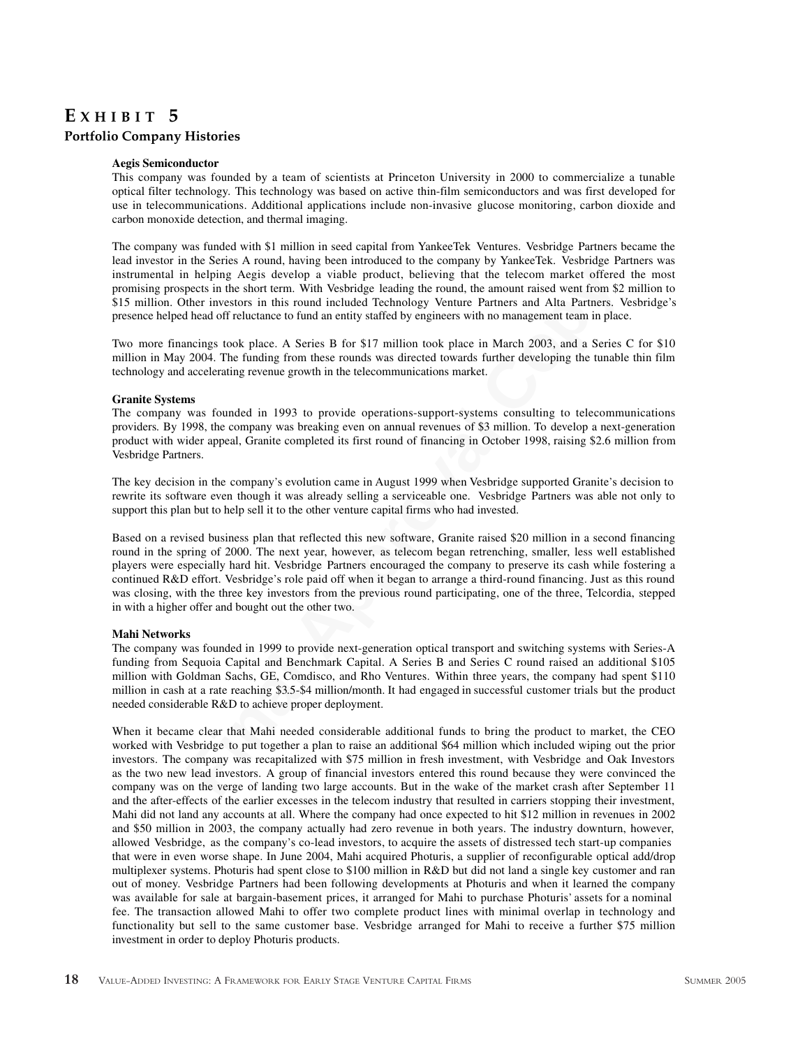# EXHIBIT 5

## Portfolio Company Histories

**Aegis Semiconductor**

This company was founded by a team of scientists at Princeton University in 2000 to commercialize a tunable optical filter technology. This technology was based on active thin-film semiconductors and was first developed for use in telecommunications. Additional applications include non-invasive glucose monitoring, carbon dioxide and carbon monoxide detection, and thermal imaging.

The company was funded with $1 million in seed capital from YankeeTek Ventures. Vesbridge Partners became the lead investor in the Series A round, having been introduced to the company by YankeeTek. Vesbridge Partners was instrumental in helping Aegis develop a viable product, believing that the telecom market offered the most promising prospects in the short term. With Vesbridge leading the round, the amount raised went from $2 million to $15 million. Other investors in this round included Technology Venture Partners and Alta Partners. Vesbridge's presence helped head off reluctance to fund an entity staffed by engineers with no management team in place.

Two more financings took place. A Series B for $17 million took place in March 2003, and a Series C for $10 million in May 2004. The funding from these rounds was directed towards further developing the tunable thin film technology and accelerating revenue growth in the telecommunications market.

**Granite Systems**

The company was founded in 1993 to provide operations-support-systems consulting to telecommunications providers. By 1998, the company was breaking even on annual revenues of $3 million. To develop a next-generation product with wider appeal, Granite completed its first round of financing in October 1998, raising $2.6 million from Vesbridge Partners.

The key decision in the company's evolution came in August 1999 when Vesbridge supported Granite's decision to rewrite its software even though it was already selling a serviceable one. Vesbridge Partners was able not only to support this plan but to help sell it to the other venture capital firms who had invested.

Based on a revised business plan that reflected this new software, Granite raised $20 million in a second financing round in the spring of 2000. The next year, however, as telecom began retrenching, smaller, less well established players were especially hard hit. Vesbridge Partners encouraged the company to preserve its cash while fostering a continued R&D effort. Vesbridge's role paid off when it began to arrange a third-round financing. Just as this round was closing, with the three key investors from the previous round participating, one of the three, Telcordia, stepped in with a higher offer and bought out the other two.

**Mahi Networks**

The company was founded in 1999 to provide next-generation optical transport and switching systems with Series-A funding from Sequoia Capital and Benchmark Capital. A Series B and Series C round raised an additional $105 million with Goldman Sachs, GE, Comdisco, and Rho Ventures. Within three years, the company had spent $110 million in cash at a rate reaching $3.5-$4 million/month. It had engaged in successful customer trials but the product needed considerable R&D to achieve proper deployment.

When it became clear that Mahi needed considerable additional funds to bring the product to market, the CEO worked with Vesbridge to put together a plan to raise an additional $64 million which included wiping out the prior investors. The company was recapitalized with $75 million in fresh investment, with Vesbridge and Oak Investors as the two new lead investors. A group of financial investors entered this round because they were convinced the company was on the verge of landing two large accounts. But in the wake of the market crash after September 11 and the after-effects of the earlier excesses in the telecom industry that resulted in carriers stopping their investment, Mahi did not land any accounts at all. Where the company had once expected to hit $12 million in revenues in 2002 and $50 million in 2003, the company actually had zero revenue in both years. The industry downturn, however, allowed Vesbridge, as the company's co-lead investors, to acquire the assets of distressed tech start-up companies that were in even worse shape. In June 2004, Mahi acquired Photuris, a supplier of reconfigurable optical add/drop multiplexer systems. Photuris had spent close to $100 million in R&D but did not land a single key customer and ran out of money. Vesbridge Partners had been following developments at Photuris and when it learned the company was available for sale at bargain-basement prices, it arranged for Mahi to purchase Photuris' assets for a nominal fee. The transaction allowed Mahi to offer two complete product lines with minimal overlap in technology and functionality but sell to the same customer base. Vesbridge arranged for Mahi to receive a further $75 million investment in order to deploy Photuris products.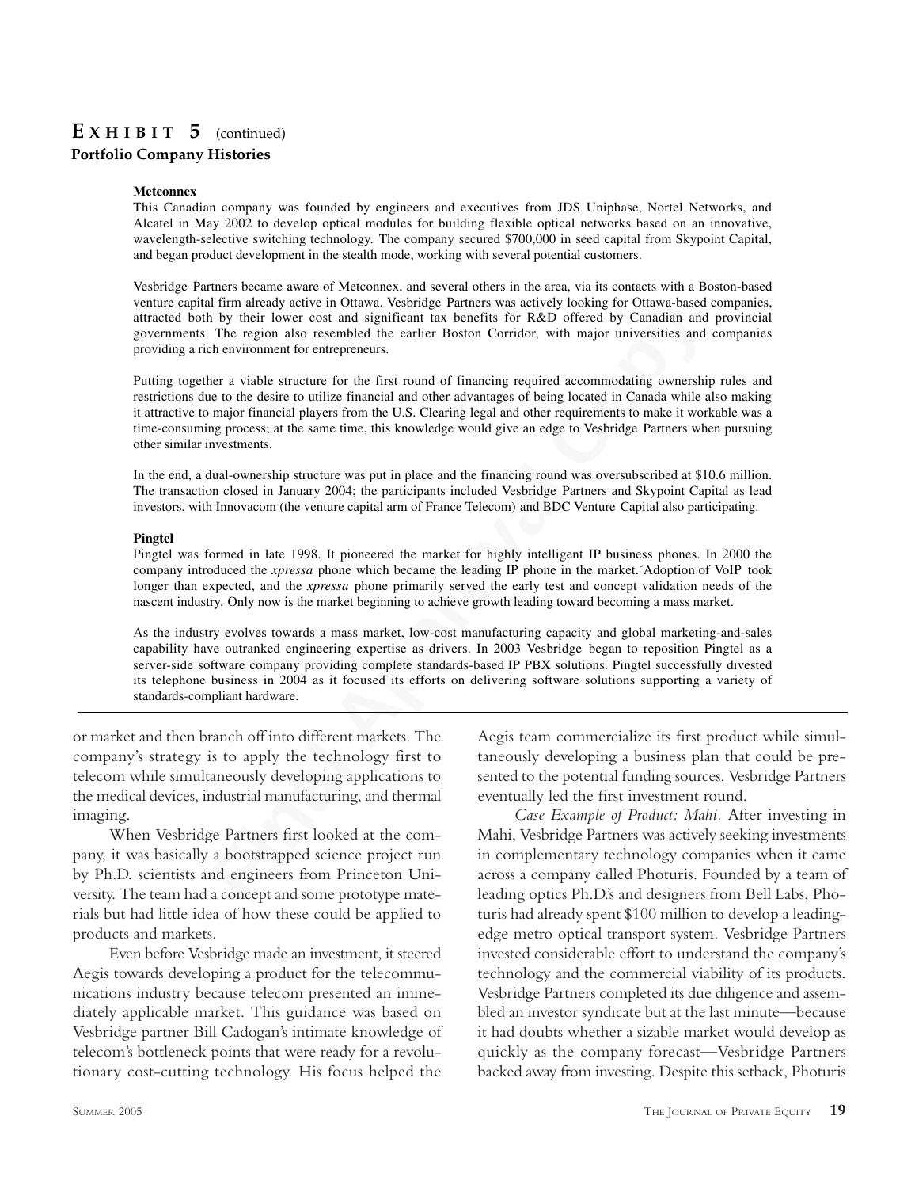## EXHIBIT 5 (continued)
**Portfolio Company Histories**

**Metconnex**

This Canadian company was founded by engineers and executives from JDS Uniphase, Nortel Networks, and Alcatel in May 2002 to develop optical modules for building flexible optical networks based on an innovative, wavelength-selective switching technology. The company secured $700,000 in seed capital from Skypoint Capital, and began product development in the stealth mode, working with several potential customers.

Vesbridge Partners became aware of Metconnex, and several others in the area, via its contacts with a Boston-based venture capital firm already active in Ottawa. Vesbridge Partners was actively looking for Ottawa-based companies, attracted both by their lower cost and significant tax benefits for R&D offered by Canadian and provincial governments. The region also resembled the earlier Boston Corridor, with major universities and companies providing a rich environment for entrepreneurs.

Putting together a viable structure for the first round of financing required accommodating ownership rules and restrictions due to the desire to utilize financial and other advantages of being located in Canada while also making it attractive to major financial players from the U.S. Clearing legal and other requirements to make it workable was a time-consuming process; at the same time, this knowledge would give an edge to Vesbridge Partners when pursuing other similar investments.

In the end, a dual-ownership structure was put in place and the financing round was oversubscribed at $10.6 million. The transaction closed in January 2004; the participants included Vesbridge Partners and Skypoint Capital as lead investors, with Innovacom (the venture capital arm of France Telecom) and BDC Venture Capital also participating.

**Pingtel**

Pingtel was formed in late 1998. It pioneered the market for highly intelligent IP business phones. In 2000 the company introduced the *xpressa* phone which became the leading IP phone in the market. Adoption of VoIP took longer than expected, and the *xpressa* phone primarily served the early test and concept validation needs of the nascent industry. Only now is the market beginning to achieve growth leading toward becoming a mass market.

As the industry evolves towards a mass market, low-cost manufacturing capacity and global marketing-and-sales capability have outranked engineering expertise as drivers. In 2003 Vesbridge began to reposition Pingtel as a server-side software company providing complete standards-based IP PBX solutions. Pingtel successfully divested its telephone business in 2004 as it focused its efforts on delivering software solutions supporting a variety of standards-compliant hardware.

---

or market and then branch off into different markets. The company's strategy is to apply the technology first to telecom while simultaneously developing applications to the medical devices, industrial manufacturing, and thermal imaging.

When Vesbridge Partners first looked at the company, it was basically a bootstrapped science project run by Ph.D. scientists and engineers from Princeton University. The team had a concept and some prototype materials but had little idea of how these could be applied to products and markets.

Even before Vesbridge made an investment, it steered Aegis towards developing a product for the telecommunications industry because telecom presented an immediately applicable market. This guidance was based on Vesbridge partner Bill Cadogan's intimate knowledge of telecom's bottleneck points that were ready for a revolutionary cost-cutting technology. His focus helped the Aegis team commercialize its first product while simultaneously developing a business plan that could be presented to the potential funding sources. Vesbridge Partners eventually led the first investment round.

*Case Example of Product: Mahi.* After investing in Mahi, Vesbridge Partners was actively seeking investments in complementary technology companies when it came across a company called Photuris. Founded by a team of leading optics Ph.D.'s and designers from Bell Labs, Photuris had already spent $100 million to develop a leading-edge metro optical transport system. Vesbridge Partners invested considerable effort to understand the company's technology and the commercial viability of its products. Vesbridge Partners completed its due diligence and assembled an investor syndicate but at the last minute—because it had doubts whether a sizable market would develop as quickly as the company forecast—Vesbridge Partners backed away from investing. Despite this setback, Photuris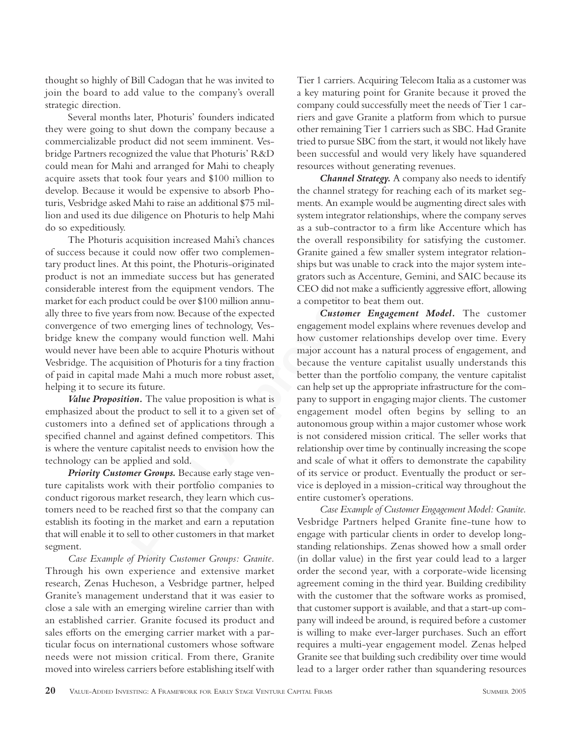thought so highly of Bill Cadogan that he was invited to join the board to add value to the company's overall strategic direction.

Several months later, Photuris' founders indicated they were going to shut down the company because a commercializable product did not seem imminent. Vesbridge Partners recognized the value that Photuris' R&D could mean for Mahi and arranged for Mahi to cheaply acquire assets that took four years and $100 million to develop. Because it would be expensive to absorb Photuris, Vesbridge asked Mahi to raise an additional $75 million and used its due diligence on Photuris to help Mahi do so expeditiously.

The Photuris acquisition increased Mahi's chances of success because it could now offer two complementary product lines. At this point, the Photuris-originated product is not an immediate success but has generated considerable interest from the equipment vendors. The market for each product could be over $100 million annually three to five years from now. Because of the expected convergence of two emerging lines of technology, Vesbridge knew the company would function well. Mahi would never have been able to acquire Photuris without Vesbridge. The acquisition of Photuris for a tiny fraction of paid in capital made Mahi a much more robust asset, helping it to secure its future.

***Value Proposition.*** The value proposition is what is emphasized about the product to sell it to a given set of customers into a defined set of applications through a specified channel and against defined competitors. This is where the venture capitalist needs to envision how the technology can be applied and sold.

***Priority Customer Groups.*** Because early stage venture capitalists work with their portfolio companies to conduct rigorous market research, they learn which customers need to be reached first so that the company can establish its footing in the market and earn a reputation that will enable it to sell to other customers in that market segment.

*Case Example of Priority Customer Groups: Granite.* Through his own experience and extensive market research, Zenas Hucheson, a Vesbridge partner, helped Granite's management understand that it was easier to close a sale with an emerging wireline carrier than with an established carrier. Granite focused its product and sales efforts on the emerging carrier market with a particular focus on international customers whose software needs were not mission critical. From there, Granite moved into wireless carriers before establishing itself with Tier 1 carriers. Acquiring Telecom Italia as a customer was a key maturing point for Granite because it proved the company could successfully meet the needs of Tier 1 carriers and gave Granite a platform from which to pursue other remaining Tier 1 carriers such as SBC. Had Granite tried to pursue SBC from the start, it would not likely have been successful and would very likely have squandered resources without generating revenues.

***Channel Strategy.*** A company also needs to identify the channel strategy for reaching each of its market segments. An example would be augmenting direct sales with system integrator relationships, where the company serves as a sub-contractor to a firm like Accenture which has the overall responsibility for satisfying the customer. Granite gained a few smaller system integrator relationships but was unable to crack into the major system integrators such as Accenture, Gemini, and SAIC because its CEO did not make a sufficiently aggressive effort, allowing a competitor to beat them out.

***Customer Engagement Model.*** The customer engagement model explains where revenues develop and how customer relationships develop over time. Every major account has a natural process of engagement, and because the venture capitalist usually understands this better than the portfolio company, the venture capitalist can help set up the appropriate infrastructure for the company to support in engaging major clients. The customer engagement model often begins by selling to an autonomous group within a major customer whose work is not considered mission critical. The seller works that relationship over time by continually increasing the scope and scale of what it offers to demonstrate the capability of its service or product. Eventually the product or service is deployed in a mission-critical way throughout the entire customer's operations.

*Case Example of Customer Engagement Model: Granite.* Vesbridge Partners helped Granite fine-tune how to engage with particular clients in order to develop longstanding relationships. Zenas showed how a small order (in dollar value) in the first year could lead to a larger order the second year, with a corporate-wide licensing agreement coming in the third year. Building credibility with the customer that the software works as promised, that customer support is available, and that a start-up company will indeed be around, is required before a customer is willing to make ever-larger purchases. Such an effort requires a multi-year engagement model. Zenas helped Granite see that building such credibility over time would lead to a larger order rather than squandering resources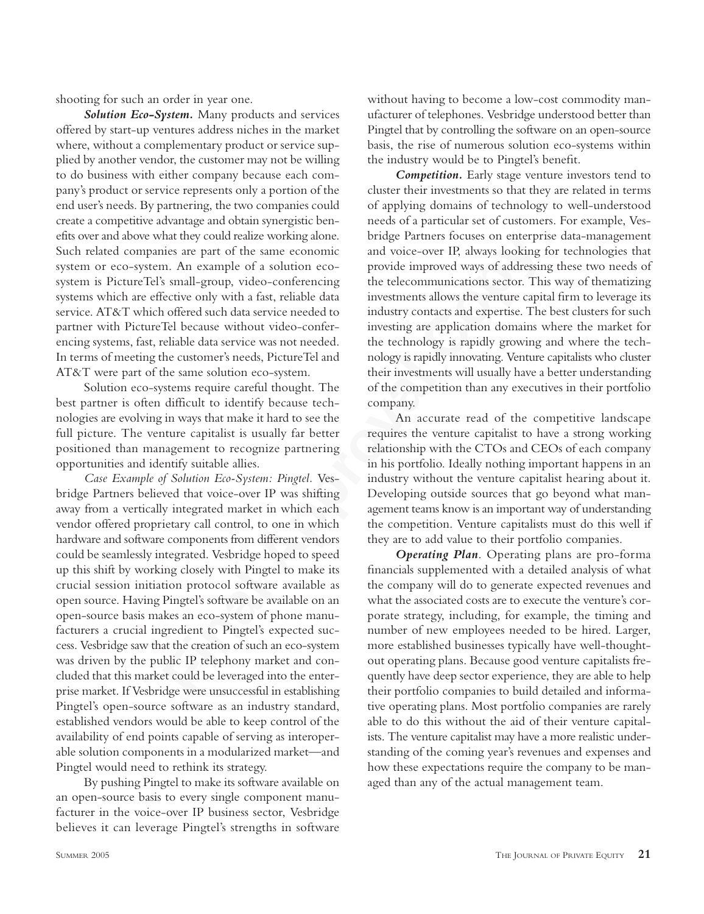shooting for such an order in year one.

***Solution Eco-System.*** Many products and services offered by start-up ventures address niches in the market where, without a complementary product or service supplied by another vendor, the customer may not be willing to do business with either company because each company's product or service represents only a portion of the end user's needs. By partnering, the two companies could create a competitive advantage and obtain synergistic benefits over and above what they could realize working alone. Such related companies are part of the same economic system or eco-system. An example of a solution eco-system is PictureTel's small-group, video-conferencing systems which are effective only with a fast, reliable data service. AT&T which offered such data service needed to partner with PictureTel because without video-conferencing systems, fast, reliable data service was not needed. In terms of meeting the customer's needs, PictureTel and AT&T were part of the same solution eco-system.

Solution eco-systems require careful thought. The best partner is often difficult to identify because technologies are evolving in ways that make it hard to see the full picture. The venture capitalist is usually far better positioned than management to recognize partnering opportunities and identify suitable allies.

*Case Example of Solution Eco-System: Pingtel.* Vesbridge Partners believed that voice-over IP was shifting away from a vertically integrated market in which each vendor offered proprietary call control, to one in which hardware and software components from different vendors could be seamlessly integrated. Vesbridge hoped to speed up this shift by working closely with Pingtel to make its crucial session initiation protocol software available as open source. Having Pingtel's software be available on an open-source basis makes an eco-system of phone manufacturers a crucial ingredient to Pingtel's expected success. Vesbridge saw that the creation of such an eco-system was driven by the public IP telephony market and concluded that this market could be leveraged into the enterprise market. If Vesbridge were unsuccessful in establishing Pingtel's open-source software as an industry standard, established vendors would be able to keep control of the availability of end points capable of serving as interoperable solution components in a modularized market—and Pingtel would need to rethink its strategy.

By pushing Pingtel to make its software available on an open-source basis to every single component manufacturer in the voice-over IP business sector, Vesbridge believes it can leverage Pingtel's strengths in software without having to become a low-cost commodity manufacturer of telephones. Vesbridge understood better than Pingtel that by controlling the software on an open-source basis, the rise of numerous solution eco-systems within the industry would be to Pingtel's benefit.

***Competition.*** Early stage venture investors tend to cluster their investments so that they are related in terms of applying domains of technology to well-understood needs of a particular set of customers. For example, Vesbridge Partners focuses on enterprise data-management and voice-over IP, always looking for technologies that provide improved ways of addressing these two needs of the telecommunications sector. This way of thematizing investments allows the venture capital firm to leverage its industry contacts and expertise. The best clusters for such investing are application domains where the market for the technology is rapidly growing and where the technology is rapidly innovating. Venture capitalists who cluster their investments will usually have a better understanding of the competition than any executives in their portfolio company.

An accurate read of the competitive landscape requires the venture capitalist to have a strong working relationship with the CTOs and CEOs of each company in his portfolio. Ideally nothing important happens in an industry without the venture capitalist hearing about it. Developing outside sources that go beyond what management teams know is an important way of understanding the competition. Venture capitalists must do this well if they are to add value to their portfolio companies.

***Operating Plan.*** Operating plans are pro-forma financials supplemented with a detailed analysis of what the company will do to generate expected revenues and what the associated costs are to execute the venture's corporate strategy, including, for example, the timing and number of new employees needed to be hired. Larger, more established businesses typically have well-thought-out operating plans. Because good venture capitalists frequently have deep sector experience, they are able to help their portfolio companies to build detailed and informative operating plans. Most portfolio companies are rarely able to do this without the aid of their venture capitalists. The venture capitalist may have a more realistic understanding of the coming year's revenues and expenses and how these expectations require the company to be managed than any of the actual management team.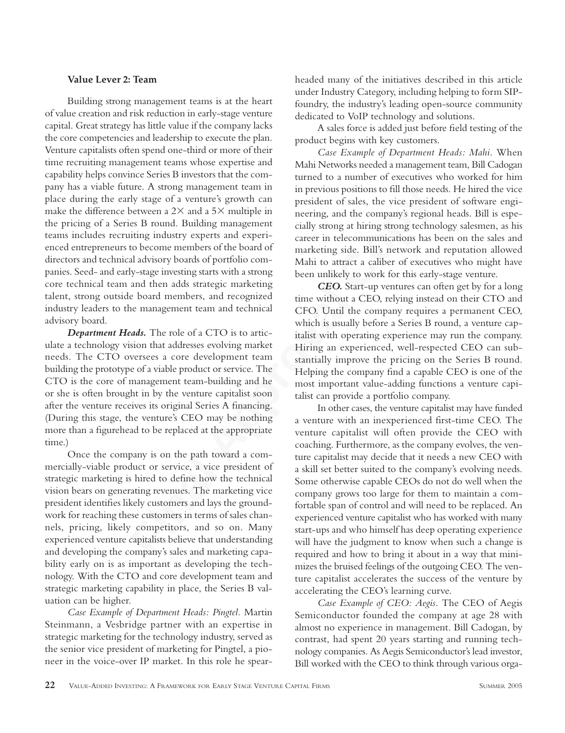### Value Lever 2: Team

Building strong management teams is at the heart of value creation and risk reduction in early-stage venture capital. Great strategy has little value if the company lacks the core competencies and leadership to execute the plan. Venture capitalists often spend one-third or more of their time recruiting management teams whose expertise and capability helps convince Series B investors that the company has a viable future. A strong management team in place during the early stage of a venture's growth can make the difference between a 2× and a 5× multiple in the pricing of a Series B round. Building management teams includes recruiting industry experts and experienced entrepreneurs to become members of the board of directors and technical advisory boards of portfolio companies. Seed- and early-stage investing starts with a strong core technical team and then adds strategic marketing talent, strong outside board members, and recognized industry leaders to the management team and technical advisory board.

***Department Heads.*** The role of a CTO is to articulate a technology vision that addresses evolving market needs. The CTO oversees a core development team building the prototype of a viable product or service. The CTO is the core of management team-building and he or she is often brought in by the venture capitalist soon after the venture receives its original Series A financing. (During this stage, the venture's CEO may be nothing more than a figurehead to be replaced at the appropriate time.)

Once the company is on the path toward a commercially-viable product or service, a vice president of strategic marketing is hired to define how the technical vision bears on generating revenues. The marketing vice president identifies likely customers and lays the groundwork for reaching these customers in terms of sales channels, pricing, likely competitors, and so on. Many experienced venture capitalists believe that understanding and developing the company's sales and marketing capability early on is as important as developing the technology. With the CTO and core development team and strategic marketing capability in place, the Series B valuation can be higher.

*Case Example of Department Heads: Pingtel.* Martin Steinmann, a Vesbridge partner with an expertise in strategic marketing for the technology industry, served as the senior vice president of marketing for Pingtel, a pioneer in the voice-over IP market. In this role he spearheaded many of the initiatives described in this article under Industry Category, including helping to form SIPfoundry, the industry's leading open-source community dedicated to VoIP technology and solutions.

A sales force is added just before field testing of the product begins with key customers.

*Case Example of Department Heads: Mahi.* When Mahi Networks needed a management team, Bill Cadogan turned to a number of executives who worked for him in previous positions to fill those needs. He hired the vice president of sales, the vice president of software engineering, and the company's regional heads. Bill is especially strong at hiring strong technology salesmen, as his career in telecommunications has been on the sales and marketing side. Bill's network and reputation allowed Mahi to attract a caliber of executives who might have been unlikely to work for this early-stage venture.

***CEO.*** Start-up ventures can often get by for a long time without a CEO, relying instead on their CTO and CFO. Until the company requires a permanent CEO, which is usually before a Series B round, a venture capitalist with operating experience may run the company. Hiring an experienced, well-respected CEO can substantially improve the pricing on the Series B round. Helping the company find a capable CEO is one of the most important value-adding functions a venture capitalist can provide a portfolio company.

In other cases, the venture capitalist may have funded a venture with an inexperienced first-time CEO. The venture capitalist will often provide the CEO with coaching. Furthermore, as the company evolves, the venture capitalist may decide that it needs a new CEO with a skill set better suited to the company's evolving needs. Some otherwise capable CEOs do not do well when the company grows too large for them to maintain a comfortable span of control and will need to be replaced. An experienced venture capitalist who has worked with many start-ups and who himself has deep operating experience will have the judgment to know when such a change is required and how to bring it about in a way that minimizes the bruised feelings of the outgoing CEO. The venture capitalist accelerates the success of the venture by accelerating the CEO's learning curve.

*Case Example of CEO: Aegis.* The CEO of Aegis Semiconductor founded the company at age 28 with almost no experience in management. Bill Cadogan, by contrast, had spent 20 years starting and running technology companies. As Aegis Semiconductor's lead investor, Bill worked with the CEO to think through various orga-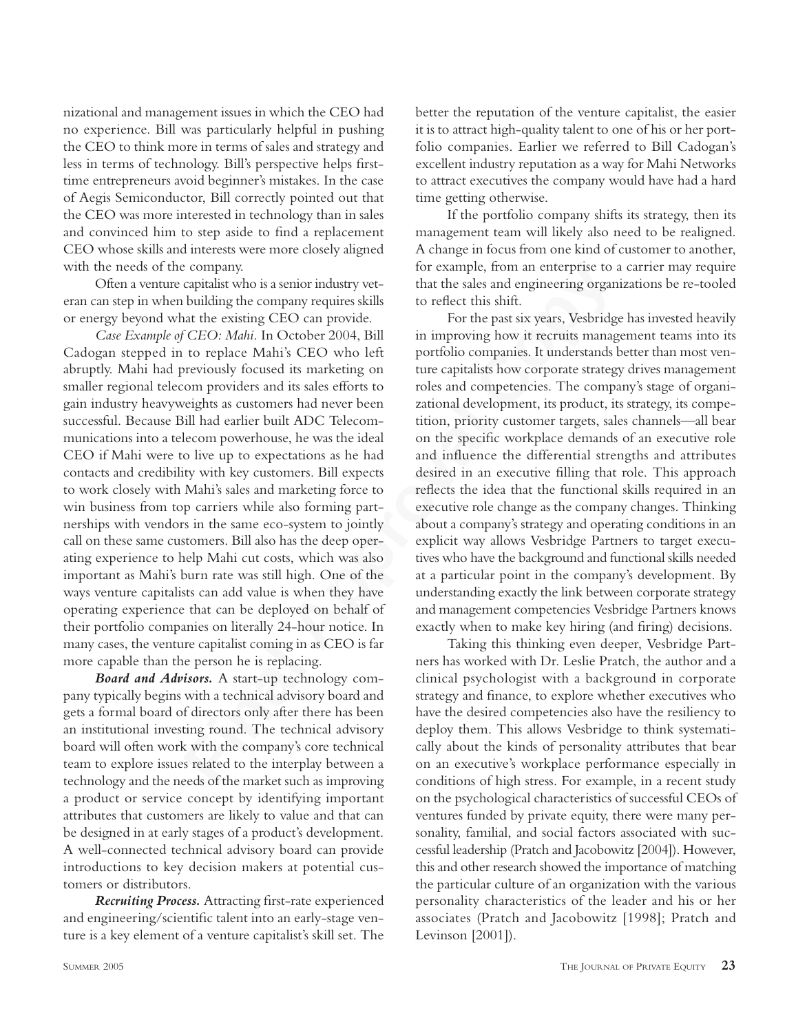nizational and management issues in which the CEO had no experience. Bill was particularly helpful in pushing the CEO to think more in terms of sales and strategy and less in terms of technology. Bill's perspective helps first-time entrepreneurs avoid beginner's mistakes. In the case of Aegis Semiconductor, Bill correctly pointed out that the CEO was more interested in technology than in sales and convinced him to step aside to find a replacement CEO whose skills and interests were more closely aligned with the needs of the company.

Often a venture capitalist who is a senior industry veteran can step in when building the company requires skills or energy beyond what the existing CEO can provide.

*Case Example of CEO: Mahi.* In October 2004, Bill Cadogan stepped in to replace Mahi's CEO who left abruptly. Mahi had previously focused its marketing on smaller regional telecom providers and its sales efforts to gain industry heavyweights as customers had never been successful. Because Bill had earlier built ADC Telecommunications into a telecom powerhouse, he was the ideal CEO if Mahi were to live up to expectations as he had contacts and credibility with key customers. Bill expects to work closely with Mahi's sales and marketing force to win business from top carriers while also forming partnerships with vendors in the same eco-system to jointly call on these same customers. Bill also has the deep operating experience to help Mahi cut costs, which was also important as Mahi's burn rate was still high. One of the ways venture capitalists can add value is when they have operating experience that can be deployed on behalf of their portfolio companies on literally 24-hour notice. In many cases, the venture capitalist coming in as CEO is far more capable than the person he is replacing.

***Board and Advisors.*** A start-up technology company typically begins with a technical advisory board and gets a formal board of directors only after there has been an institutional investing round. The technical advisory board will often work with the company's core technical team to explore issues related to the interplay between a technology and the needs of the market such as improving a product or service concept by identifying important attributes that customers are likely to value and that can be designed in at early stages of a product's development. A well-connected technical advisory board can provide introductions to key decision makers at potential customers or distributors.

***Recruiting Process.*** Attracting first-rate experienced and engineering/scientific talent into an early-stage venture is a key element of a venture capitalist's skill set. The better the reputation of the venture capitalist, the easier it is to attract high-quality talent to one of his or her portfolio companies. Earlier we referred to Bill Cadogan's excellent industry reputation as a way for Mahi Networks to attract executives the company would have had a hard time getting otherwise.

If the portfolio company shifts its strategy, then its management team will likely also need to be realigned. A change in focus from one kind of customer to another, for example, from an enterprise to a carrier may require that the sales and engineering organizations be re-tooled to reflect this shift.

For the past six years, Vesbridge has invested heavily in improving how it recruits management teams into its portfolio companies. It understands better than most venture capitalists how corporate strategy drives management roles and competencies. The company's stage of organizational development, its product, its strategy, its competition, priority customer targets, sales channels—all bear on the specific workplace demands of an executive role and influence the differential strengths and attributes desired in an executive filling that role. This approach reflects the idea that the functional skills required in an executive role change as the company changes. Thinking about a company's strategy and operating conditions in an explicit way allows Vesbridge Partners to target executives who have the background and functional skills needed at a particular point in the company's development. By understanding exactly the link between corporate strategy and management competencies Vesbridge Partners knows exactly when to make key hiring (and firing) decisions.

Taking this thinking even deeper, Vesbridge Partners has worked with Dr. Leslie Pratch, the author and a clinical psychologist with a background in corporate strategy and finance, to explore whether executives who have the desired competencies also have the resiliency to deploy them. This allows Vesbridge to think systematically about the kinds of personality attributes that bear on an executive's workplace performance especially in conditions of high stress. For example, in a recent study on the psychological characteristics of successful CEOs of ventures funded by private equity, there were many personality, familial, and social factors associated with successful leadership (Pratch and Jacobowitz [2004]). However, this and other research showed the importance of matching the particular culture of an organization with the various personality characteristics of the leader and his or her associates (Pratch and Jacobowitz [1998]; Pratch and Levinson [2001]).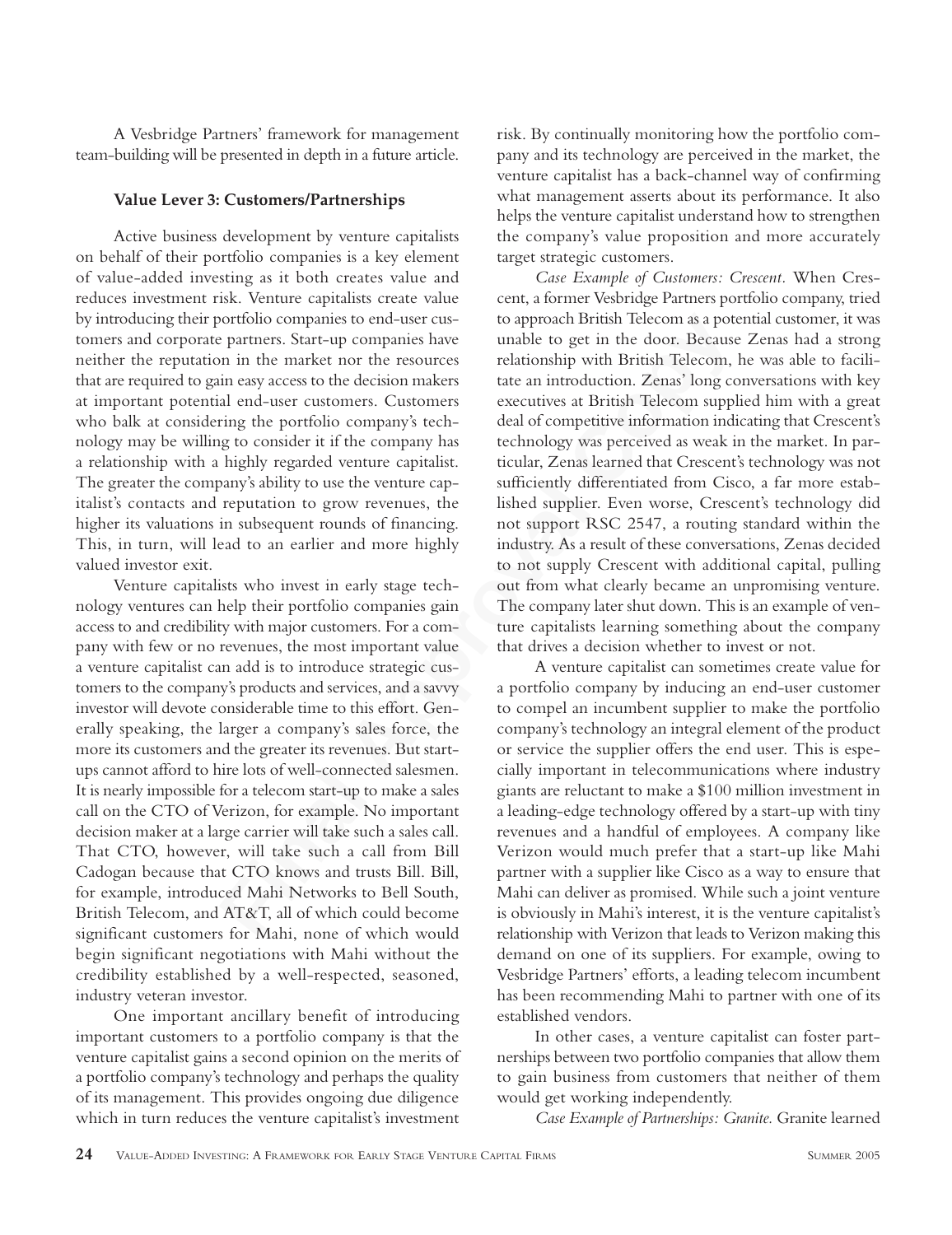A Vesbridge Partners' framework for management team-building will be presented in depth in a future article.

**Value Lever 3: Customers/Partnerships**

Active business development by venture capitalists on behalf of their portfolio companies is a key element of value-added investing as it both creates value and reduces investment risk. Venture capitalists create value by introducing their portfolio companies to end-user customers and corporate partners. Start-up companies have neither the reputation in the market nor the resources that are required to gain easy access to the decision makers at important potential end-user customers. Customers who balk at considering the portfolio company's technology may be willing to consider it if the company has a relationship with a highly regarded venture capitalist. The greater the company's ability to use the venture capitalist's contacts and reputation to grow revenues, the higher its valuations in subsequent rounds of financing. This, in turn, will lead to an earlier and more highly valued investor exit.

Venture capitalists who invest in early stage technology ventures can help their portfolio companies gain access to and credibility with major customers. For a company with few or no revenues, the most important value a venture capitalist can add is to introduce strategic customers to the company's products and services, and a savvy investor will devote considerable time to this effort. Generally speaking, the larger a company's sales force, the more its customers and the greater its revenues. But start-ups cannot afford to hire lots of well-connected salesmen. It is nearly impossible for a telecom start-up to make a sales call on the CTO of Verizon, for example. No important decision maker at a large carrier will take such a sales call. That CTO, however, will take such a call from Bill Cadogan because that CTO knows and trusts Bill. Bill, for example, introduced Mahi Networks to Bell South, British Telecom, and AT&T, all of which could become significant customers for Mahi, none of which would begin significant negotiations with Mahi without the credibility established by a well-respected, seasoned, industry veteran investor.

One important ancillary benefit of introducing important customers to a portfolio company is that the venture capitalist gains a second opinion on the merits of a portfolio company's technology and perhaps the quality of its management. This provides ongoing due diligence which in turn reduces the venture capitalist's investment risk. By continually monitoring how the portfolio company and its technology are perceived in the market, the venture capitalist has a back-channel way of confirming what management asserts about its performance. It also helps the venture capitalist understand how to strengthen the company's value proposition and more accurately target strategic customers.

*Case Example of Customers: Crescent.* When Crescent, a former Vesbridge Partners portfolio company, tried to approach British Telecom as a potential customer, it was unable to get in the door. Because Zenas had a strong relationship with British Telecom, he was able to facilitate an introduction. Zenas' long conversations with key executives at British Telecom supplied him with a great deal of competitive information indicating that Crescent's technology was perceived as weak in the market. In particular, Zenas learned that Crescent's technology was not sufficiently differentiated from Cisco, a far more established supplier. Even worse, Crescent's technology did not support RSC 2547, a routing standard within the industry. As a result of these conversations, Zenas decided to not supply Crescent with additional capital, pulling out from what clearly became an unpromising venture. The company later shut down. This is an example of venture capitalists learning something about the company that drives a decision whether to invest or not.

A venture capitalist can sometimes create value for a portfolio company by inducing an end-user customer to compel an incumbent supplier to make the portfolio company's technology an integral element of the product or service the supplier offers the end user. This is especially important in telecommunications where industry giants are reluctant to make a $100 million investment in a leading-edge technology offered by a start-up with tiny revenues and a handful of employees. A company like Verizon would much prefer that a start-up like Mahi partner with a supplier like Cisco as a way to ensure that Mahi can deliver as promised. While such a joint venture is obviously in Mahi's interest, it is the venture capitalist's relationship with Verizon that leads to Verizon making this demand on one of its suppliers. For example, owing to Vesbridge Partners' efforts, a leading telecom incumbent has been recommending Mahi to partner with one of its established vendors.

In other cases, a venture capitalist can foster partnerships between two portfolio companies that allow them to gain business from customers that neither of them would get working independently.

*Case Example of Partnerships: Granite.* Granite learned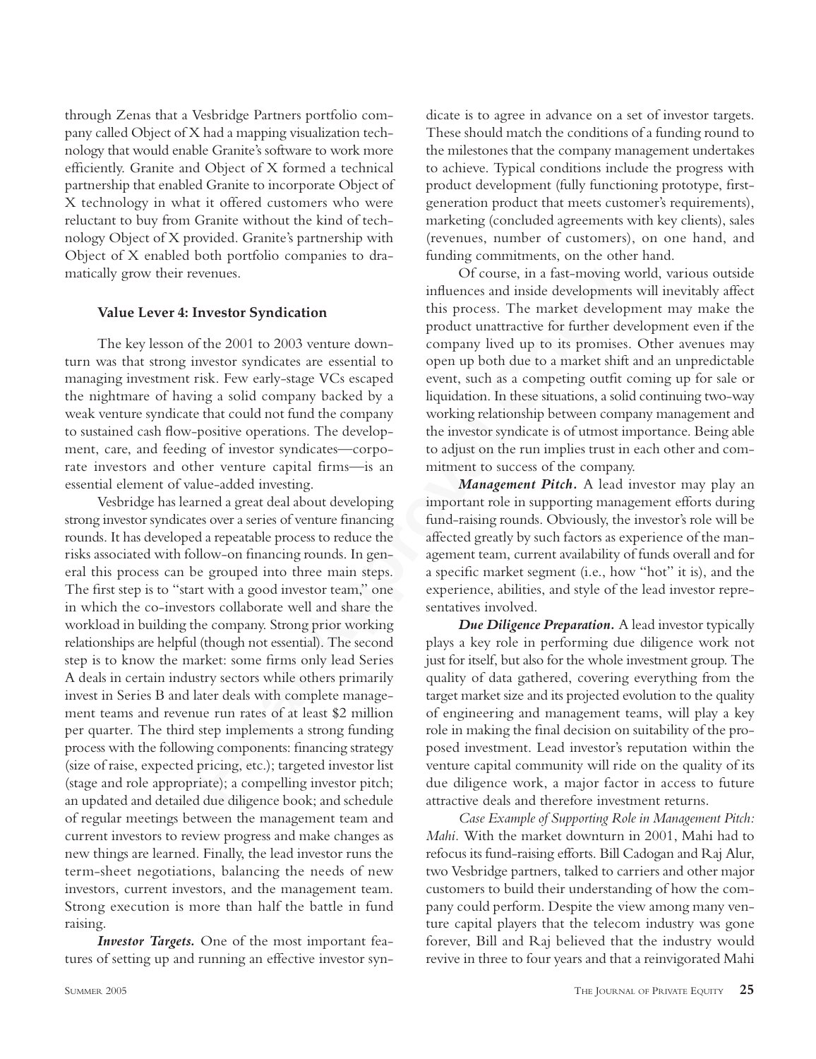through Zenas that a Vesbridge Partners portfolio company called Object of X had a mapping visualization technology that would enable Granite's software to work more efficiently. Granite and Object of X formed a technical partnership that enabled Granite to incorporate Object of X technology in what it offered customers who were reluctant to buy from Granite without the kind of technology Object of X provided. Granite's partnership with Object of X enabled both portfolio companies to dramatically grow their revenues.

### Value Lever 4: Investor Syndication

The key lesson of the 2001 to 2003 venture downturn was that strong investor syndicates are essential to managing investment risk. Few early-stage VCs escaped the nightmare of having a solid company backed by a weak venture syndicate that could not fund the company to sustained cash flow-positive operations. The development, care, and feeding of investor syndicates—corporate investors and other venture capital firms—is an essential element of value-added investing.

Vesbridge has learned a great deal about developing strong investor syndicates over a series of venture financing rounds. It has developed a repeatable process to reduce the risks associated with follow-on financing rounds. In general this process can be grouped into three main steps. The first step is to "start with a good investor team," one in which the co-investors collaborate well and share the workload in building the company. Strong prior working relationships are helpful (though not essential). The second step is to know the market: some firms only lead Series A deals in certain industry sectors while others primarily invest in Series B and later deals with complete management teams and revenue run rates of at least $2 million per quarter. The third step implements a strong funding process with the following components: financing strategy (size of raise, expected pricing, etc.); targeted investor list (stage and role appropriate); a compelling investor pitch; an updated and detailed due diligence book; and schedule of regular meetings between the management team and current investors to review progress and make changes as new things are learned. Finally, the lead investor runs the term-sheet negotiations, balancing the needs of new investors, current investors, and the management team. Strong execution is more than half the battle in fund raising.

***Investor Targets.*** One of the most important features of setting up and running an effective investor syndicate is to agree in advance on a set of investor targets. These should match the conditions of a funding round to the milestones that the company management undertakes to achieve. Typical conditions include the progress with product development (fully functioning prototype, first-generation product that meets customer's requirements), marketing (concluded agreements with key clients), sales (revenues, number of customers), on one hand, and funding commitments, on the other hand.

Of course, in a fast-moving world, various outside influences and inside developments will inevitably affect this process. The market development may make the product unattractive for further development even if the company lived up to its promises. Other avenues may open up both due to a market shift and an unpredictable event, such as a competing outfit coming up for sale or liquidation. In these situations, a solid continuing two-way working relationship between company management and the investor syndicate is of utmost importance. Being able to adjust on the run implies trust in each other and commitment to success of the company.

***Management Pitch.*** A lead investor may play an important role in supporting management efforts during fund-raising rounds. Obviously, the investor's role will be affected greatly by such factors as experience of the management team, current availability of funds overall and for a specific market segment (i.e., how "hot" it is), and the experience, abilities, and style of the lead investor representatives involved.

***Due Diligence Preparation.*** A lead investor typically plays a key role in performing due diligence work not just for itself, but also for the whole investment group. The quality of data gathered, covering everything from the target market size and its projected evolution to the quality of engineering and management teams, will play a key role in making the final decision on suitability of the proposed investment. Lead investor's reputation within the venture capital community will ride on the quality of its due diligence work, a major factor in access to future attractive deals and therefore investment returns.

*Case Example of Supporting Role in Management Pitch: Mahi.* With the market downturn in 2001, Mahi had to refocus its fund-raising efforts. Bill Cadogan and Raj Alur, two Vesbridge partners, talked to carriers and other major customers to build their understanding of how the company could perform. Despite the view among many venture capital players that the telecom industry was gone forever, Bill and Raj believed that the industry would revive in three to four years and that a reinvigorated Mahi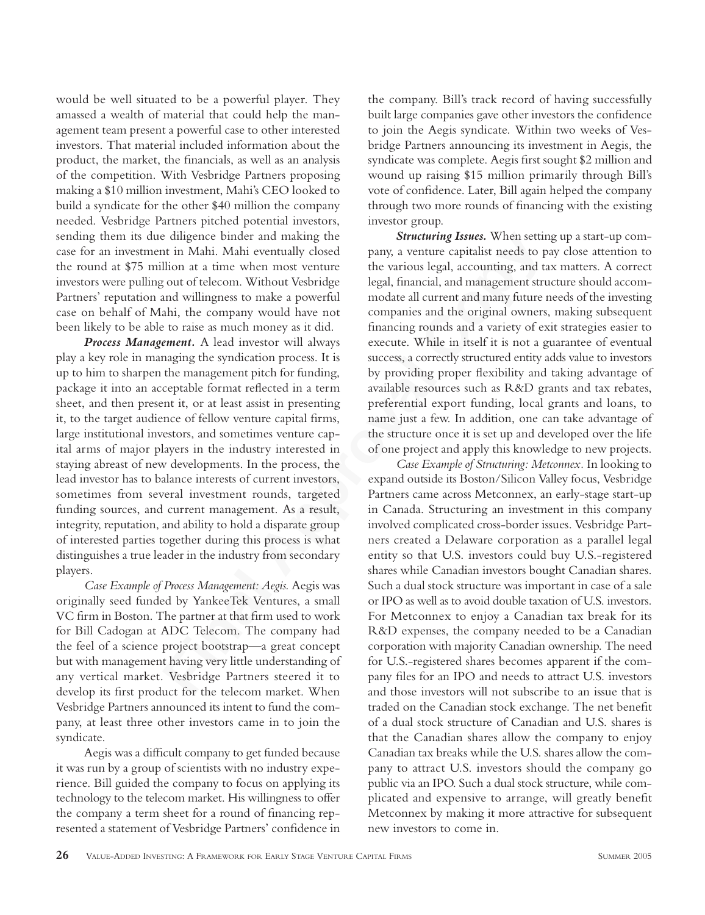would be well situated to be a powerful player. They amassed a wealth of material that could help the management team present a powerful case to other interested investors. That material included information about the product, the market, the financials, as well as an analysis of the competition. With Vesbridge Partners proposing making a $10 million investment, Mahi's CEO looked to build a syndicate for the other $40 million the company needed. Vesbridge Partners pitched potential investors, sending them its due diligence binder and making the case for an investment in Mahi. Mahi eventually closed the round at $75 million at a time when most venture investors were pulling out of telecom. Without Vesbridge Partners' reputation and willingness to make a powerful case on behalf of Mahi, the company would have not been likely to be able to raise as much money as it did.

***Process Management.*** A lead investor will always play a key role in managing the syndication process. It is up to him to sharpen the management pitch for funding, package it into an acceptable format reflected in a term sheet, and then present it, or at least assist in presenting it, to the target audience of fellow venture capital firms, large institutional investors, and sometimes venture capital arms of major players in the industry interested in staying abreast of new developments. In the process, the lead investor has to balance interests of current investors, sometimes from several investment rounds, targeted funding sources, and current management. As a result, integrity, reputation, and ability to hold a disparate group of interested parties together during this process is what distinguishes a true leader in the industry from secondary players.

*Case Example of Process Management: Aegis.* Aegis was originally seed funded by YankeeTek Ventures, a small VC firm in Boston. The partner at that firm used to work for Bill Cadogan at ADC Telecom. The company had the feel of a science project bootstrap—a great concept but with management having very little understanding of any vertical market. Vesbridge Partners steered it to develop its first product for the telecom market. When Vesbridge Partners announced its intent to fund the company, at least three other investors came in to join the syndicate.

Aegis was a difficult company to get funded because it was run by a group of scientists with no industry experience. Bill guided the company to focus on applying its technology to the telecom market. His willingness to offer the company a term sheet for a round of financing represented a statement of Vesbridge Partners' confidence in the company. Bill's track record of having successfully built large companies gave other investors the confidence to join the Aegis syndicate. Within two weeks of Vesbridge Partners announcing its investment in Aegis, the syndicate was complete. Aegis first sought $2 million and wound up raising $15 million primarily through Bill's vote of confidence. Later, Bill again helped the company through two more rounds of financing with the existing investor group.

***Structuring Issues.*** When setting up a start-up company, a venture capitalist needs to pay close attention to the various legal, accounting, and tax matters. A correct legal, financial, and management structure should accommodate all current and many future needs of the investing companies and the original owners, making subsequent financing rounds and a variety of exit strategies easier to execute. While in itself it is not a guarantee of eventual success, a correctly structured entity adds value to investors by providing proper flexibility and taking advantage of available resources such as R&D grants and tax rebates, preferential export funding, local grants and loans, to name just a few. In addition, one can take advantage of the structure once it is set up and developed over the life of one project and apply this knowledge to new projects.

*Case Example of Structuring: Metconnex.* In looking to expand outside its Boston/Silicon Valley focus, Vesbridge Partners came across Metconnex, an early-stage start-up in Canada. Structuring an investment in this company involved complicated cross-border issues. Vesbridge Partners created a Delaware corporation as a parallel legal entity so that U.S. investors could buy U.S.-registered shares while Canadian investors bought Canadian shares. Such a dual stock structure was important in case of a sale or IPO as well as to avoid double taxation of U.S. investors. For Metconnex to enjoy a Canadian tax break for its R&D expenses, the company needed to be a Canadian corporation with majority Canadian ownership. The need for U.S.-registered shares becomes apparent if the company files for an IPO and needs to attract U.S. investors and those investors will not subscribe to an issue that is traded on the Canadian stock exchange. The net benefit of a dual stock structure of Canadian and U.S. shares is that the Canadian shares allow the company to enjoy Canadian tax breaks while the U.S. shares allow the company to attract U.S. investors should the company go public via an IPO. Such a dual stock structure, while complicated and expensive to arrange, will greatly benefit Metconnex by making it more attractive for subsequent new investors to come in.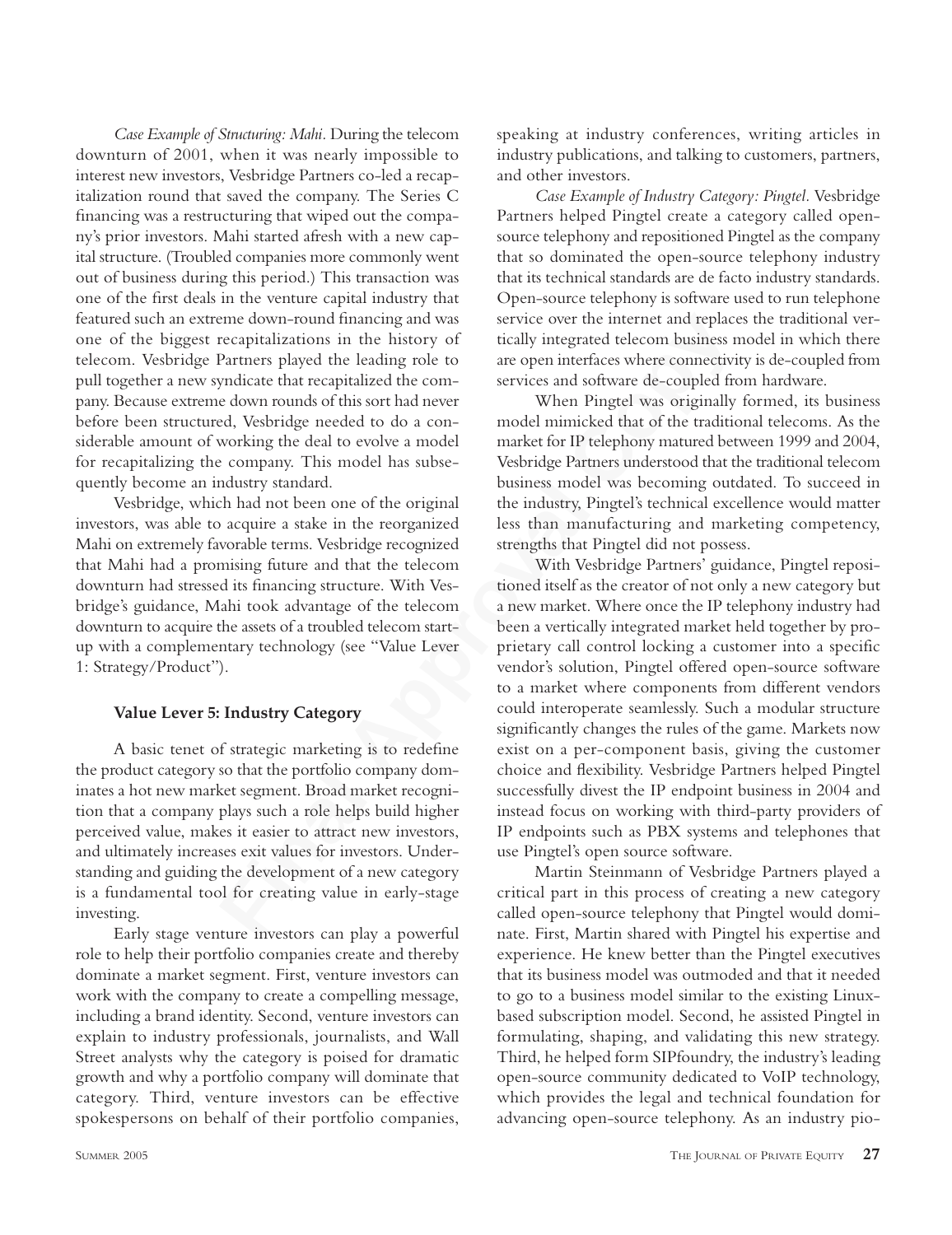*Case Example of Structuring: Mahi.* During the telecom downturn of 2001, when it was nearly impossible to interest new investors, Vesbridge Partners co-led a recapitalization round that saved the company. The Series C financing was a restructuring that wiped out the company's prior investors. Mahi started afresh with a new capital structure. (Troubled companies more commonly went out of business during this period.) This transaction was one of the first deals in the venture capital industry that featured such an extreme down-round financing and was one of the biggest recapitalizations in the history of telecom. Vesbridge Partners played the leading role to pull together a new syndicate that recapitalized the company. Because extreme down rounds of this sort had never before been structured, Vesbridge needed to do a considerable amount of working the deal to evolve a model for recapitalizing the company. This model has subsequently become an industry standard.

Vesbridge, which had not been one of the original investors, was able to acquire a stake in the reorganized Mahi on extremely favorable terms. Vesbridge recognized that Mahi had a promising future and that the telecom downturn had stressed its financing structure. With Vesbridge's guidance, Mahi took advantage of the telecom downturn to acquire the assets of a troubled telecom start-up with a complementary technology (see "Value Lever 1: Strategy/Product").

### Value Lever 5: Industry Category

A basic tenet of strategic marketing is to redefine the product category so that the portfolio company dominates a hot new market segment. Broad market recognition that a company plays such a role helps build higher perceived value, makes it easier to attract new investors, and ultimately increases exit values for investors. Understanding and guiding the development of a new category is a fundamental tool for creating value in early-stage investing.

Early stage venture investors can play a powerful role to help their portfolio companies create and thereby dominate a market segment. First, venture investors can work with the company to create a compelling message, including a brand identity. Second, venture investors can explain to industry professionals, journalists, and Wall Street analysts why the category is poised for dramatic growth and why a portfolio company will dominate that category. Third, venture investors can be effective spokespersons on behalf of their portfolio companies, speaking at industry conferences, writing articles in industry publications, and talking to customers, partners, and other investors.

*Case Example of Industry Category: Pingtel.* Vesbridge Partners helped Pingtel create a category called open-source telephony and repositioned Pingtel as the company that so dominated the open-source telephony industry that its technical standards are de facto industry standards. Open-source telephony is software used to run telephone service over the internet and replaces the traditional vertically integrated telecom business model in which there are open interfaces where connectivity is de-coupled from services and software de-coupled from hardware.

When Pingtel was originally formed, its business model mimicked that of the traditional telecoms. As the market for IP telephony matured between 1999 and 2004, Vesbridge Partners understood that the traditional telecom business model was becoming outdated. To succeed in the industry, Pingtel's technical excellence would matter less than manufacturing and marketing competency, strengths that Pingtel did not possess.

With Vesbridge Partners' guidance, Pingtel repositioned itself as the creator of not only a new category but a new market. Where once the IP telephony industry had been a vertically integrated market held together by proprietary call control locking a customer into a specific vendor's solution, Pingtel offered open-source software to a market where components from different vendors could interoperate seamlessly. Such a modular structure significantly changes the rules of the game. Markets now exist on a per-component basis, giving the customer choice and flexibility. Vesbridge Partners helped Pingtel successfully divest the IP endpoint business in 2004 and instead focus on working with third-party providers of IP endpoints such as PBX systems and telephones that use Pingtel's open source software.

Martin Steinmann of Vesbridge Partners played a critical part in this process of creating a new category called open-source telephony that Pingtel would dominate. First, Martin shared with Pingtel his expertise and experience. He knew better than the Pingtel executives that its business model was outmoded and that it needed to go to a business model similar to the existing Linux-based subscription model. Second, he assisted Pingtel in formulating, shaping, and validating this new strategy. Third, he helped form SIPfoundry, the industry's leading open-source community dedicated to VoIP technology, which provides the legal and technical foundation for advancing open-source telephony. As an industry pio-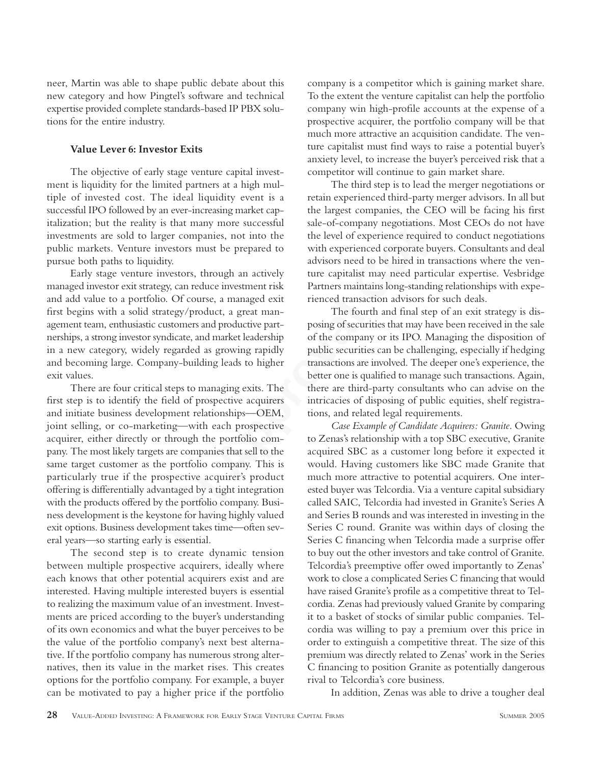neer, Martin was able to shape public debate about this new category and how Pingtel's software and technical expertise provided complete standards-based IP PBX solutions for the entire industry.

### Value Lever 6: Investor Exits

The objective of early stage venture capital investment is liquidity for the limited partners at a high multiple of invested cost. The ideal liquidity event is a successful IPO followed by an ever-increasing market capitalization; but the reality is that many more successful investments are sold to larger companies, not into the public markets. Venture investors must be prepared to pursue both paths to liquidity.

Early stage venture investors, through an actively managed investor exit strategy, can reduce investment risk and add value to a portfolio. Of course, a managed exit first begins with a solid strategy/product, a great management team, enthusiastic customers and productive partnerships, a strong investor syndicate, and market leadership in a new category, widely regarded as growing rapidly and becoming large. Company-building leads to higher exit values.

There are four critical steps to managing exits. The first step is to identify the field of prospective acquirers and initiate business development relationships—OEM, joint selling, or co-marketing—with each prospective acquirer, either directly or through the portfolio company. The most likely targets are companies that sell to the same target customer as the portfolio company. This is particularly true if the prospective acquirer's product offering is differentially advantaged by a tight integration with the products offered by the portfolio company. Business development is the keystone for having highly valued exit options. Business development takes time—often several years—so starting early is essential.

The second step is to create dynamic tension between multiple prospective acquirers, ideally where each knows that other potential acquirers exist and are interested. Having multiple interested buyers is essential to realizing the maximum value of an investment. Investments are priced according to the buyer's understanding of its own economics and what the buyer perceives to be the value of the portfolio company's next best alternative. If the portfolio company has numerous strong alternatives, then its value in the market rises. This creates options for the portfolio company. For example, a buyer can be motivated to pay a higher price if the portfolio company is a competitor which is gaining market share. To the extent the venture capitalist can help the portfolio company win high-profile accounts at the expense of a prospective acquirer, the portfolio company will be that much more attractive an acquisition candidate. The venture capitalist must find ways to raise a potential buyer's anxiety level, to increase the buyer's perceived risk that a competitor will continue to gain market share.

The third step is to lead the merger negotiations or retain experienced third-party merger advisors. In all but the largest companies, the CEO will be facing his first sale-of-company negotiations. Most CEOs do not have the level of experience required to conduct negotiations with experienced corporate buyers. Consultants and deal advisors need to be hired in transactions where the venture capitalist may need particular expertise. Vesbridge Partners maintains long-standing relationships with experienced transaction advisors for such deals.

The fourth and final step of an exit strategy is disposing of securities that may have been received in the sale of the company or its IPO. Managing the disposition of public securities can be challenging, especially if hedging transactions are involved. The deeper one's experience, the better one is qualified to manage such transactions. Again, there are third-party consultants who can advise on the intricacies of disposing of public equities, shelf registrations, and related legal requirements.

*Case Example of Candidate Acquirers: Granite*. Owing to Zenas's relationship with a top SBC executive, Granite acquired SBC as a customer long before it expected it would. Having customers like SBC made Granite that much more attractive to potential acquirers. One interested buyer was Telcordia. Via a venture capital subsidiary called SAIC, Telcordia had invested in Granite's Series A and Series B rounds and was interested in investing in the Series C round. Granite was within days of closing the Series C financing when Telcordia made a surprise offer to buy out the other investors and take control of Granite. Telcordia's preemptive offer owed importantly to Zenas' work to close a complicated Series C financing that would have raised Granite's profile as a competitive threat to Telcordia. Zenas had previously valued Granite by comparing it to a basket of stocks of similar public companies. Telcordia was willing to pay a premium over this price in order to extinguish a competitive threat. The size of this premium was directly related to Zenas' work in the Series C financing to position Granite as potentially dangerous rival to Telcordia's core business.

In addition, Zenas was able to drive a tougher deal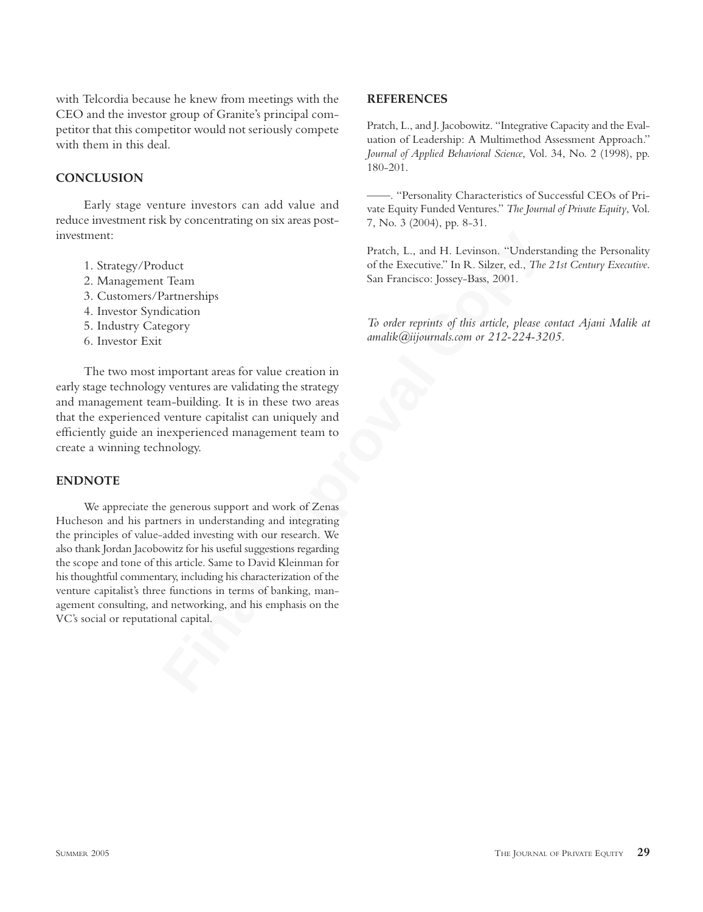with Telcordia because he knew from meetings with the CEO and the investor group of Granite's principal competitor that this competitor would not seriously compete with them in this deal.

## CONCLUSION

Early stage venture investors can add value and reduce investment risk by concentrating on six areas post-investment:

1. Strategy/Product
2. Management Team
3. Customers/Partnerships
4. Investor Syndication
5. Industry Category
6. Investor Exit

The two most important areas for value creation in early stage technology ventures are validating the strategy and management team-building. It is in these two areas that the experienced venture capitalist can uniquely and efficiently guide an inexperienced management team to create a winning technology.

## ENDNOTE

We appreciate the generous support and work of Zenas Hucheson and his partners in understanding and integrating the principles of value-added investing with our research. We also thank Jordan Jacobowitz for his useful suggestions regarding the scope and tone of this article. Same to David Kleinman for his thoughtful commentary, including his characterization of the venture capitalist's three functions in terms of banking, management consulting, and networking, and his emphasis on the VC's social or reputational capital.

## REFERENCES

Pratch, L., and J. Jacobowitz. "Integrative Capacity and the Evaluation of Leadership: A Multimethod Assessment Approach." *Journal of Applied Behavioral Science*, Vol. 34, No. 2 (1998), pp. 180-201.

——. "Personality Characteristics of Successful CEOs of Private Equity Funded Ventures." *The Journal of Private Equity*, Vol. 7, No. 3 (2004), pp. 8-31.

Pratch, L., and H. Levinson. "Understanding the Personality of the Executive." In R. Silzer, ed., *The 21st Century Executive*. San Francisco: Jossey-Bass, 2001.

*To order reprints of this article, please contact Ajani Malik at amalik@iijournals.com or 212-224-3205.*